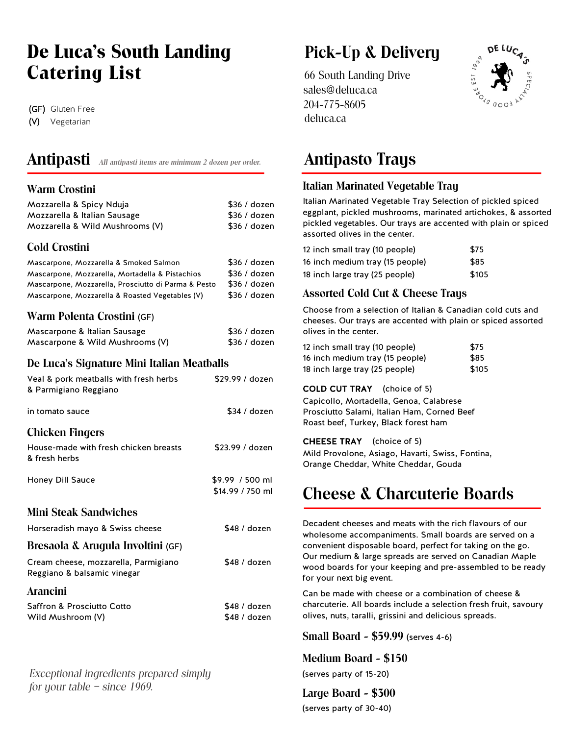# De Luca's South Landing Catering List

(GF) Gluten Free
(V) Vegetarian

## Antipasti

*All antipasti items are minimum 2 dozen per order.*

### Warm Crostini

| | |
|---|---|
| Mozzarella & Spicy Nduja | $36 / dozen |
| Mozzarella & Italian Sausage | $36 / dozen |
| Mozzarella & Wild Mushrooms (V) | $36 / dozen |

### Cold Crostini

| | |
|---|---|
| Mascarpone, Mozzarella & Smoked Salmon | $36 / dozen |
| Mascarpone, Mozzarella, Mortadella & Pistachios | $36 / dozen |
| Mascarpone, Mozzarella, Prosciutto di Parma & Pesto | $36 / dozen |
| Mascarpone, Mozzarella & Roasted Vegetables (V) | $36 / dozen |

### Warm Polenta Crostini (GF)

| | |
|---|---|
| Mascarpone & Italian Sausage | $36 / dozen |
| Mascarpone & Wild Mushrooms (V) | $36 / dozen |

### De Luca's Signature Mini Italian Meatballs

| | |
|---|---|
| Veal & pork meatballs with fresh herbs & Parmigiano Reggiano | $29.99 / dozen |
| in tomato sauce | $34 / dozen |

### Chicken Fingers

| | |
|---|---|
| House-made with fresh chicken breasts & fresh herbs | $23.99 / dozen |
| Honey Dill Sauce | $9.99 / 500 ml<br>$14.99 / 750 ml |

### Mini Steak Sandwiches

| | |
|---|---|
| Horseradish mayo & Swiss cheese | $48 / dozen |

### Bresaola & Arugula Involtini (GF)

| | |
|---|---|
| Cream cheese, mozzarella, Parmigiano Reggiano & balsamic vinegar | $48 / dozen |

### Arancini

| | |
|---|---|
| Saffron & Prosciutto Cotto | $48 / dozen |
| Wild Mushroom (V) | $48 / dozen |

*Exceptional ingredients prepared simply for your table – since 1969.*

## Pick-Up & Delivery

66 South Landing Drive
sales@deluca.ca
204-775-8605
deluca.ca

## Antipasto Trays

### Italian Marinated Vegetable Tray

Italian Marinated Vegetable Tray Selection of pickled spiced eggplant, pickled mushrooms, marinated artichokes, & assorted pickled vegetables. Our trays are accented with plain or spiced assorted olives in the center.

| | |
|---|---|
| 12 inch small tray (10 people) | $75 |
| 16 inch medium tray (15 people) | $85 |
| 18 inch large tray (25 people) | $105 |

### Assorted Cold Cut & Cheese Trays

Choose from a selection of Italian & Canadian cold cuts and cheeses. Our trays are accented with plain or spiced assorted olives in the center.

| | |
|---|---|
| 12 inch small tray (10 people) | $75 |
| 16 inch medium tray (15 people) | $85 |
| 18 inch large tray (25 people) | $105 |

**COLD CUT TRAY** (choice of 5)
Capicollo, Mortadella, Genoa, Calabrese
Prosciutto Salami, Italian Ham, Corned Beef
Roast beef, Turkey, Black forest ham

**CHEESE TRAY** (choice of 5)
Mild Provolone, Asiago, Havarti, Swiss, Fontina,
Orange Cheddar, White Cheddar, Gouda

## Cheese & Charcuterie Boards

Decadent cheeses and meats with the rich flavours of our wholesome accompaniments. Small boards are served on a convenient disposable board, perfect for taking on the go. Our medium & large spreads are served on Canadian Maple wood boards for your keeping and pre-assembled to be ready for your next big event.

Can be made with cheese or a combination of cheese & charcuterie. All boards include a selection fresh fruit, savoury olives, nuts, taralli, grissini and delicious spreads.

**Small Board - $59.99** (serves 4-6)

**Medium Board - $150**
(serves party of 15-20)

**Large Board - $300**
(serves party of 30-40)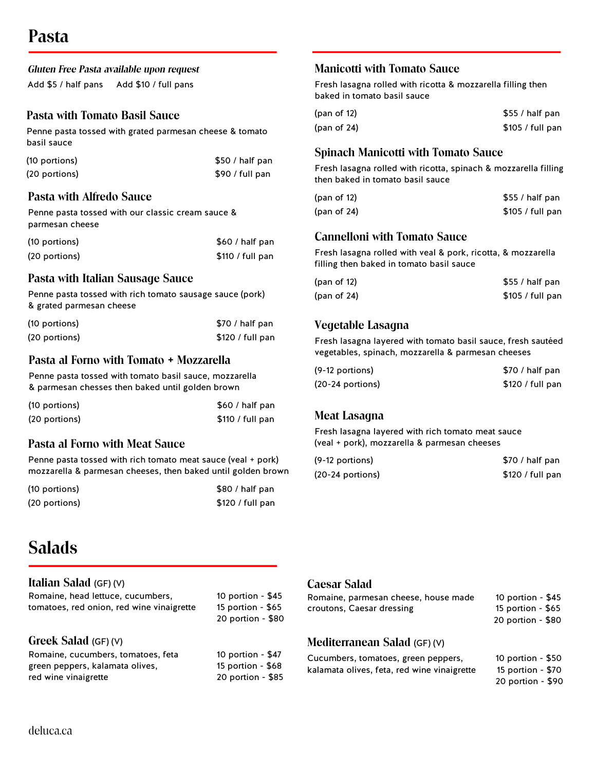# Pasta

***Gluten Free Pasta available upon request***

Add $5 / half pans     Add $10 / full pans

### Pasta with Tomato Basil Sauce

Penne pasta tossed with grated parmesan cheese & tomato basil sauce

| | |
|---|---|
| (10 portions) | $50 / half pan |
| (20 portions) | $90 / full pan |

### Pasta with Alfredo Sauce

Penne pasta tossed with our classic cream sauce & parmesan cheese

| | |
|---|---|
| (10 portions) | $60 / half pan |
| (20 portions) | $110 / full pan |

### Pasta with Italian Sausage Sauce

Penne pasta tossed with rich tomato sausage sauce (pork) & grated parmesan cheese

| | |
|---|---|
| (10 portions) | $70 / half pan |
| (20 portions) | $120 / full pan |

### Pasta al Forno with Tomato + Mozzarella

Penne pasta tossed with tomato basil sauce, mozzarella & parmesan chesses then baked until golden brown

| | |
|---|---|
| (10 portions) | $60 / half pan |
| (20 portions) | $110 / full pan |

### Pasta al Forno with Meat Sauce

Penne pasta tossed with rich tomato meat sauce (veal + pork) mozzarella & parmesan cheeses, then baked until golden brown

| | |
|---|---|
| (10 portions) | $80 / half pan |
| (20 portions) | $120 / full pan |

### Manicotti with Tomato Sauce

Fresh lasagna rolled with ricotta & mozzarella filling then baked in tomato basil sauce

| | |
|---|---|
| (pan of 12) | $55 / half pan |
| (pan of 24) | $105 / full pan |

### Spinach Manicotti with Tomato Sauce

Fresh lasagna rolled with ricotta, spinach & mozzarella filling then baked in tomato basil sauce

| | |
|---|---|
| (pan of 12) | $55 / half pan |
| (pan of 24) | $105 / full pan |

### Cannelloni with Tomato Sauce

Fresh lasagna rolled with veal & pork, ricotta, & mozzarella filling then baked in tomato basil sauce

| | |
|---|---|
| (pan of 12) | $55 / half pan |
| (pan of 24) | $105 / full pan |

### Vegetable Lasagna

Fresh lasagna layered with tomato basil sauce, fresh sautéed vegetables, spinach, mozzarella & parmesan cheeses

| | |
|---|---|
| (9-12 portions) | $70 / half pan |
| (20-24 portions) | $120 / full pan |

### Meat Lasagna

Fresh lasagna layered with rich tomato meat sauce (veal + pork), mozzarella & parmesan cheeses

| | |
|---|---|
| (9-12 portions) | $70 / half pan |
| (20-24 portions) | $120 / full pan |

# Salads

### Italian Salad (GF) (V)

Romaine, head lettuce, cucumbers, tomatoes, red onion, red wine vinaigrette

- 10 portion - $45
- 15 portion - $65
- 20 portion - $80

### Greek Salad (GF) (V)

Romaine, cucumbers, tomatoes, feta green peppers, kalamata olives, red wine vinaigrette

- 10 portion - $47
- 15 portion - $68
- 20 portion - $85

### Caesar Salad

Romaine, parmesan cheese, house made croutons, Caesar dressing

- 10 portion - $45
- 15 portion - $65
- 20 portion - $80

### Mediterranean Salad (GF) (V)

Cucumbers, tomatoes, green peppers, kalamata olives, feta, red wine vinaigrette

- 10 portion - $50
- 15 portion - $70
- 20 portion - $90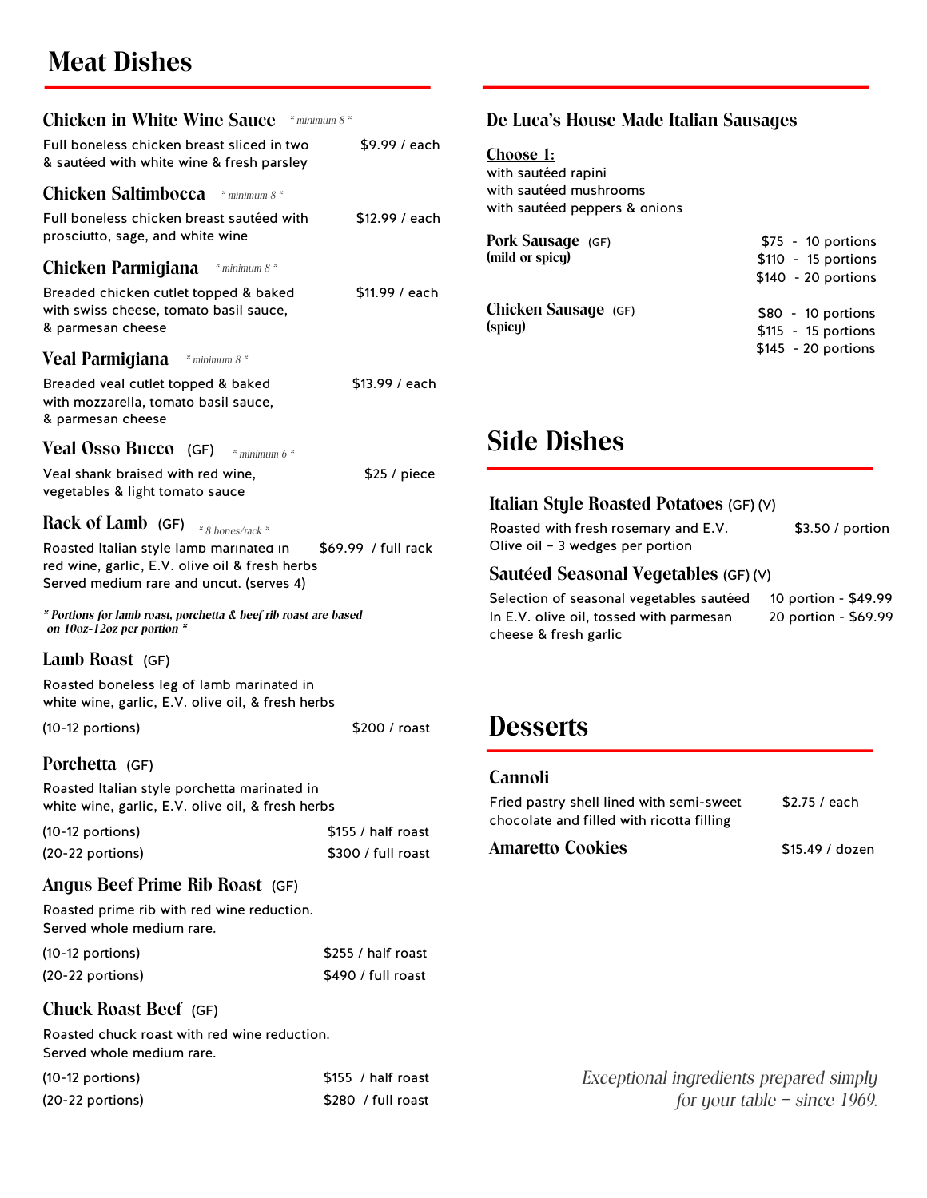# Meat Dishes

### Chicken in White Wine Sauce *\* minimum 8 \**

Full boneless chicken breast sliced in two & sautéed with white wine & fresh parsley — $9.99 / each

### Chicken Saltimbocca *\* minimum 8 \**

Full boneless chicken breast sautéed with prosciutto, sage, and white wine — $12.99 / each

### Chicken Parmigiana *\* minimum 8 \**

Breaded chicken cutlet topped & baked with swiss cheese, tomato basil sauce, & parmesan cheese — $11.99 / each

### Veal Parmigiana *\* minimum 8 \**

Breaded veal cutlet topped & baked with mozzarella, tomato basil sauce, & parmesan cheese — $13.99 / each

### Veal Osso Bucco (GF) *\* minimum 6 \**

Veal shank braised with red wine, vegetables & light tomato sauce — $25 / piece

### Rack of Lamb (GF) *\* 8 bones/rack \**

Roasted Italian style lamb marinated in red wine, garlic, E.V. olive oil & fresh herbs Served medium rare and uncut. (serves 4) — $69.99 / full rack

*\* Portions for lamb roast, porchetta & beef rib roast are based on 10oz-12oz per portion \**

### Lamb Roast (GF)

Roasted boneless leg of lamb marinated in white wine, garlic, E.V. olive oil, & fresh herbs

(10-12 portions) — $200 / roast

### Porchetta (GF)

Roasted Italian style porchetta marinated in white wine, garlic, E.V. olive oil, & fresh herbs

(10-12 portions) — $155 / half roast
(20-22 portions) — $300 / full roast

### Angus Beef Prime Rib Roast (GF)

Roasted prime rib with red wine reduction. Served whole medium rare.

(10-12 portions) — $255 / half roast
(20-22 portions) — $490 / full roast

### Chuck Roast Beef (GF)

Roasted chuck roast with red wine reduction. Served whole medium rare.

(10-12 portions) — $155 / half roast
(20-22 portions) — $280 / full roast

### De Luca's House Made Italian Sausages

**Choose 1:**
with sautéed rapini
with sautéed mushrooms
with sautéed peppers & onions

**Pork Sausage (GF)** (mild or spicy)
$75 - 10 portions
$110 - 15 portions
$140 - 20 portions

**Chicken Sausage (GF)** (spicy)
$80 - 10 portions
$115 - 15 portions
$145 - 20 portions

# Side Dishes

### Italian Style Roasted Potatoes (GF) (V)

Roasted with fresh rosemary and E.V. Olive oil – 3 wedges per portion — $3.50 / portion

### Sautéed Seasonal Vegetables (GF) (V)

Selection of seasonal vegetables sautéed In E.V. olive oil, tossed with parmesan cheese & fresh garlic
10 portion - $49.99
20 portion - $69.99

# Desserts

### Cannoli

Fried pastry shell lined with semi-sweet chocolate and filled with ricotta filling — $2.75 / each

### Amaretto Cookies

$15.49 / dozen

*Exceptional ingredients prepared simply for your table – since 1969.*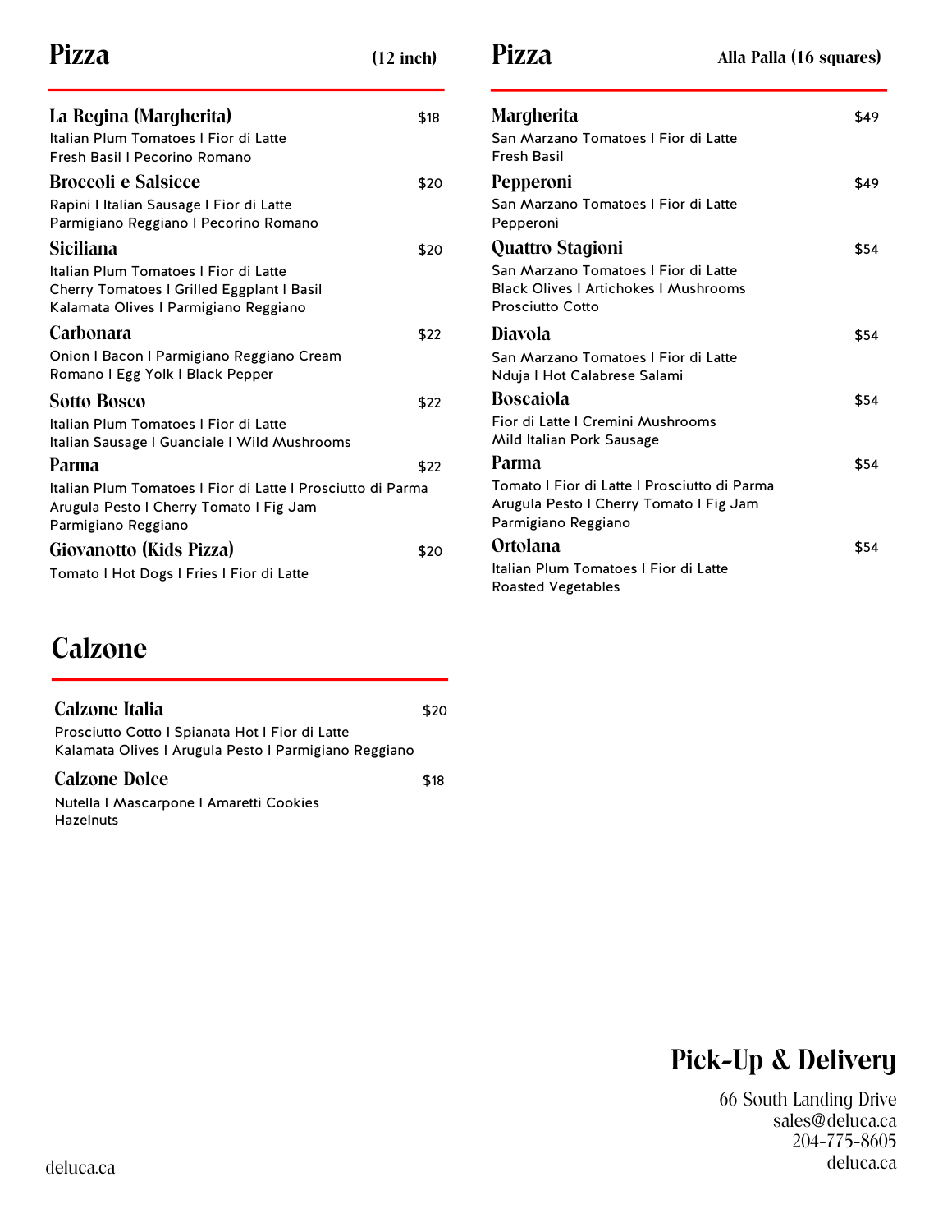## Pizza (12 inch)

### La Regina (Margherita) — $18
Italian Plum Tomatoes | Fior di Latte
Fresh Basil | Pecorino Romano

### Broccoli e Salsicce — $20
Rapini | Italian Sausage | Fior di Latte
Parmigiano Reggiano | Pecorino Romano

### Siciliana — $20
Italian Plum Tomatoes | Fior di Latte
Cherry Tomatoes | Grilled Eggplant | Basil
Kalamata Olives | Parmigiano Reggiano

### Carbonara — $22
Onion | Bacon | Parmigiano Reggiano Cream
Romano | Egg Yolk | Black Pepper

### Sotto Bosco — $22
Italian Plum Tomatoes | Fior di Latte
Italian Sausage | Guanciale | Wild Mushrooms

### Parma — $22
Italian Plum Tomatoes | Fior di Latte | Prosciutto di Parma
Arugula Pesto | Cherry Tomato | Fig Jam
Parmigiano Reggiano

### Giovanotto (Kids Pizza) — $20
Tomato | Hot Dogs | Fries | Fior di Latte

## Pizza Alla Palla (16 squares)

### Margherita — $49
San Marzano Tomatoes | Fior di Latte
Fresh Basil

### Pepperoni — $49
San Marzano Tomatoes | Fior di Latte
Pepperoni

### Quattro Stagioni — $54
San Marzano Tomatoes | Fior di Latte
Black Olives | Artichokes | Mushrooms
Prosciutto Cotto

### Diavola — $54
San Marzano Tomatoes | Fior di Latte
Nduja | Hot Calabrese Salami

### Boscaiola — $54
Fior di Latte | Cremini Mushrooms
Mild Italian Pork Sausage

### Parma — $54
Tomato | Fior di Latte | Prosciutto di Parma
Arugula Pesto | Cherry Tomato | Fig Jam
Parmigiano Reggiano

### Ortolana — $54
Italian Plum Tomatoes | Fior di Latte
Roasted Vegetables

## Calzone

### Calzone Italia — $20
Prosciutto Cotto | Spianata Hot | Fior di Latte
Kalamata Olives | Arugula Pesto | Parmigiano Reggiano

### Calzone Dolce — $18
Nutella | Mascarpone | Amaretti Cookies
Hazelnuts

## Pick-Up & Delivery

66 South Landing Drive
sales@deluca.ca
204-775-8605
deluca.ca

deluca.ca